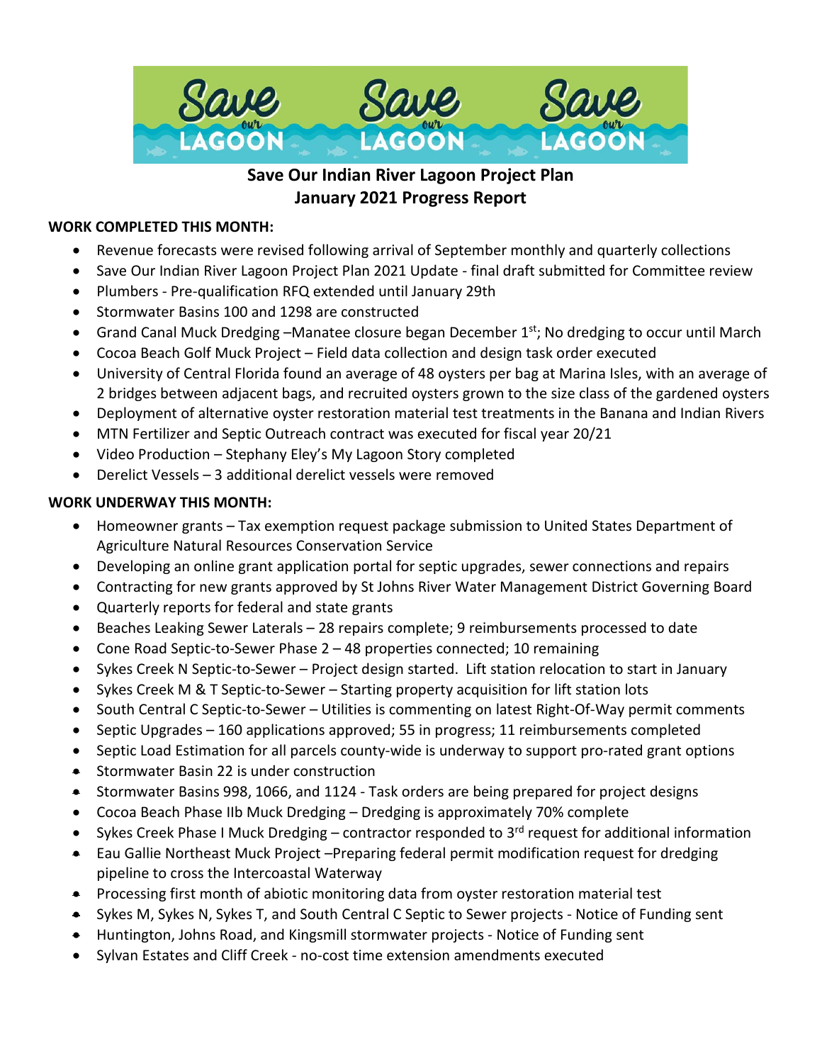# Save Our Indian River Lagoon Project Plan
## January 2021 Progress Report

**WORK COMPLETED THIS MONTH:**

- Revenue forecasts were revised following arrival of September monthly and quarterly collections
- Save Our Indian River Lagoon Project Plan 2021 Update - final draft submitted for Committee review
- Plumbers - Pre-qualification RFQ extended until January 29th
- Stormwater Basins 100 and 1298 are constructed
- Grand Canal Muck Dredging –Manatee closure began December 1st; No dredging to occur until March
- Cocoa Beach Golf Muck Project – Field data collection and design task order executed
- University of Central Florida found an average of 48 oysters per bag at Marina Isles, with an average of 2 bridges between adjacent bags, and recruited oysters grown to the size class of the gardened oysters
- Deployment of alternative oyster restoration material test treatments in the Banana and Indian Rivers
- MTN Fertilizer and Septic Outreach contract was executed for fiscal year 20/21
- Video Production – Stephany Eley's My Lagoon Story completed
- Derelict Vessels – 3 additional derelict vessels were removed

**WORK UNDERWAY THIS MONTH:**

- Homeowner grants – Tax exemption request package submission to United States Department of Agriculture Natural Resources Conservation Service
- Developing an online grant application portal for septic upgrades, sewer connections and repairs
- Contracting for new grants approved by St Johns River Water Management District Governing Board
- Quarterly reports for federal and state grants
- Beaches Leaking Sewer Laterals – 28 repairs complete; 9 reimbursements processed to date
- Cone Road Septic-to-Sewer Phase 2 – 48 properties connected; 10 remaining
- Sykes Creek N Septic-to-Sewer – Project design started. Lift station relocation to start in January
- Sykes Creek M & T Septic-to-Sewer – Starting property acquisition for lift station lots
- South Central C Septic-to-Sewer – Utilities is commenting on latest Right-Of-Way permit comments
- Septic Upgrades – 160 applications approved; 55 in progress; 11 reimbursements completed
- Septic Load Estimation for all parcels county-wide is underway to support pro-rated grant options
- Stormwater Basin 22 is under construction
- Stormwater Basins 998, 1066, and 1124 - Task orders are being prepared for project designs
- Cocoa Beach Phase IIb Muck Dredging – Dredging is approximately 70% complete
- Sykes Creek Phase I Muck Dredging – contractor responded to 3rd request for additional information
- Eau Gallie Northeast Muck Project –Preparing federal permit modification request for dredging pipeline to cross the Intercoastal Waterway
- Processing first month of abiotic monitoring data from oyster restoration material test
- Sykes M, Sykes N, Sykes T, and South Central C Septic to Sewer projects - Notice of Funding sent
- Huntington, Johns Road, and Kingsmill stormwater projects - Notice of Funding sent
- Sylvan Estates and Cliff Creek - no-cost time extension amendments executed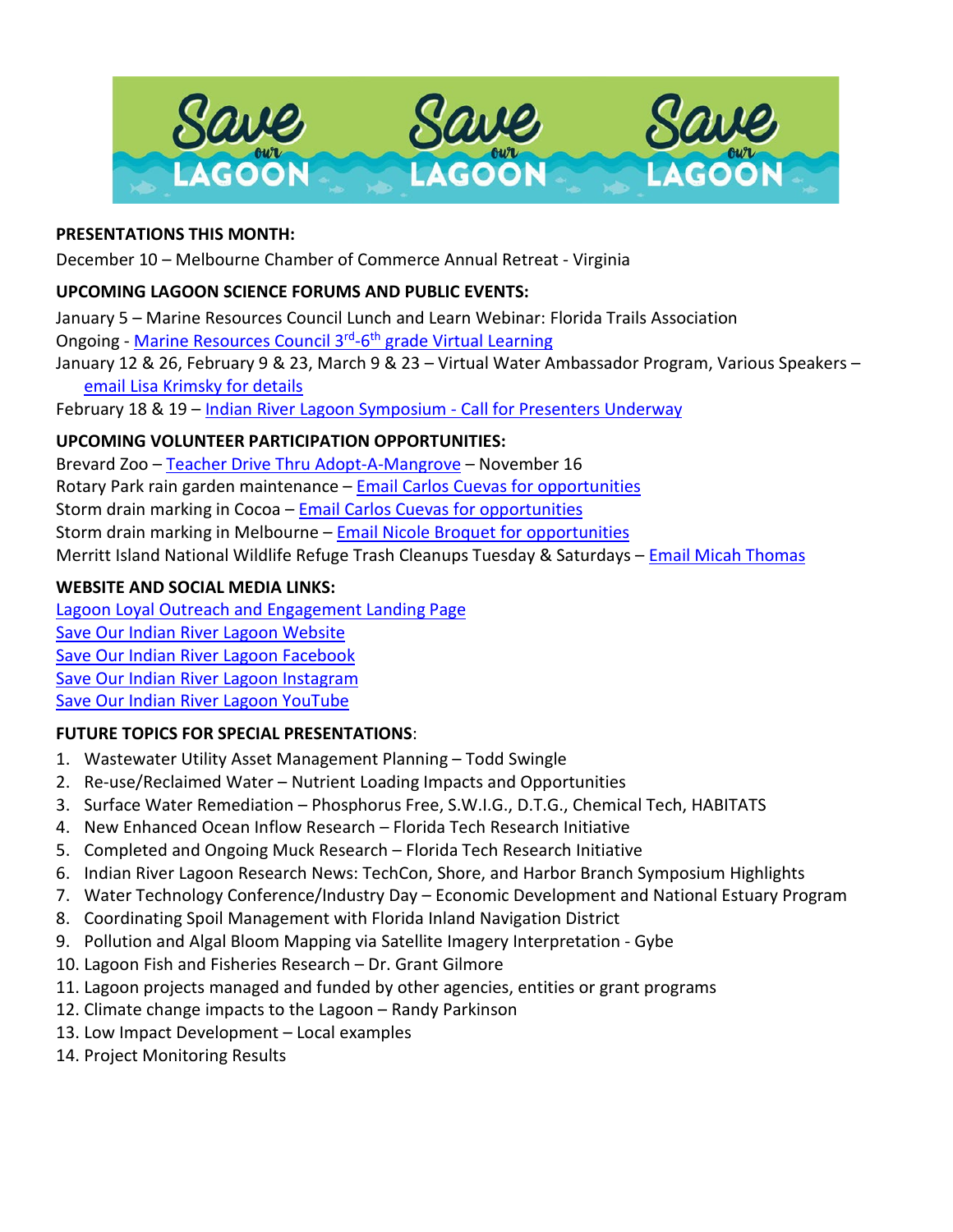**PRESENTATIONS THIS MONTH:**

December 10 – Melbourne Chamber of Commerce Annual Retreat - Virginia

**UPCOMING LAGOON SCIENCE FORUMS AND PUBLIC EVENTS:**

January 5 – Marine Resources Council Lunch and Learn Webinar: Florida Trails Association
Ongoing - Marine Resources Council 3rd-6th grade Virtual Learning
January 12 & 26, February 9 & 23, March 9 & 23 – Virtual Water Ambassador Program, Various Speakers – email Lisa Krimsky for details
February 18 & 19 – Indian River Lagoon Symposium - Call for Presenters Underway

**UPCOMING VOLUNTEER PARTICIPATION OPPORTUNITIES:**

Brevard Zoo – Teacher Drive Thru Adopt-A-Mangrove – November 16
Rotary Park rain garden maintenance – Email Carlos Cuevas for opportunities
Storm drain marking in Cocoa – Email Carlos Cuevas for opportunities
Storm drain marking in Melbourne – Email Nicole Broquet for opportunities
Merritt Island National Wildlife Refuge Trash Cleanups Tuesday & Saturdays – Email Micah Thomas

**WEBSITE AND SOCIAL MEDIA LINKS:**

Lagoon Loyal Outreach and Engagement Landing Page
Save Our Indian River Lagoon Website
Save Our Indian River Lagoon Facebook
Save Our Indian River Lagoon Instagram
Save Our Indian River Lagoon YouTube

**FUTURE TOPICS FOR SPECIAL PRESENTATIONS**:

1. Wastewater Utility Asset Management Planning – Todd Swingle
2. Re-use/Reclaimed Water – Nutrient Loading Impacts and Opportunities
3. Surface Water Remediation – Phosphorus Free, S.W.I.G., D.T.G., Chemical Tech, HABITATS
4. New Enhanced Ocean Inflow Research – Florida Tech Research Initiative
5. Completed and Ongoing Muck Research – Florida Tech Research Initiative
6. Indian River Lagoon Research News: TechCon, Shore, and Harbor Branch Symposium Highlights
7. Water Technology Conference/Industry Day – Economic Development and National Estuary Program
8. Coordinating Spoil Management with Florida Inland Navigation District
9. Pollution and Algal Bloom Mapping via Satellite Imagery Interpretation - Gybe
10. Lagoon Fish and Fisheries Research – Dr. Grant Gilmore
11. Lagoon projects managed and funded by other agencies, entities or grant programs
12. Climate change impacts to the Lagoon – Randy Parkinson
13. Low Impact Development – Local examples
14. Project Monitoring Results